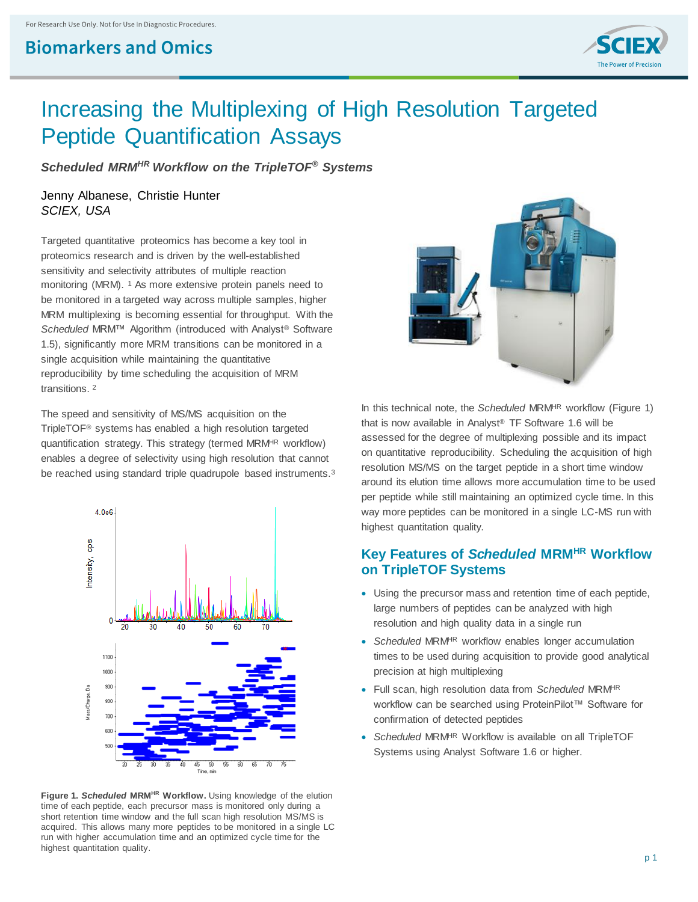For Research Use Only. Not for Use in Diagnostic Procedures.

# Increasing the Multiplexing of High Resolution Targeted Peptide Quantification Assays

***Scheduled* MRM$^{HR}$ Workflow on the TripleTOF® Systems**

Jenny Albanese, Christie Hunter
*SCIEX, USA*

Targeted quantitative proteomics has become a key tool in proteomics research and is driven by the well-established sensitivity and selectivity attributes of multiple reaction monitoring (MRM). [1] As more extensive protein panels need to be monitored in a targeted way across multiple samples, higher MRM multiplexing is becoming essential for throughput. With the *Scheduled* MRM™ Algorithm (introduced with Analyst® Software 1.5), significantly more MRM transitions can be monitored in a single acquisition while maintaining the quantitative reproducibility by time scheduling the acquisition of MRM transitions. [2]

The speed and sensitivity of MS/MS acquisition on the TripleTOF® systems has enabled a high resolution targeted quantification strategy. This strategy (termed MRM$^{HR}$ workflow) enables a degree of selectivity using high resolution that cannot be reached using standard triple quadrupole based instruments.[3]

**Figure 1. *Scheduled* MRM$^{HR}$ Workflow.** Using knowledge of the elution time of each peptide, each precursor mass is monitored only during a short retention time window and the full scan high resolution MS/MS is acquired. This allows many more peptides to be monitored in a single LC run with higher accumulation time and an optimized cycle time for the highest quantitation quality.

In this technical note, the *Scheduled* MRM$^{HR}$ workflow (Figure 1) that is now available in Analyst® TF Software 1.6 will be assessed for the degree of multiplexing possible and its impact on quantitative reproducibility. Scheduling the acquisition of high resolution MS/MS on the target peptide in a short time window around its elution time allows more accumulation time to be used per peptide while still maintaining an optimized cycle time. In this way more peptides can be monitored in a single LC-MS run with highest quantitation quality.

## Key Features of *Scheduled* MRM$^{HR}$ Workflow on TripleTOF Systems

- Using the precursor mass and retention time of each peptide, large numbers of peptides can be analyzed with high resolution and high quality data in a single run
- *Scheduled* MRM$^{HR}$ workflow enables longer accumulation times to be used during acquisition to provide good analytical precision at high multiplexing
- Full scan, high resolution data from *Scheduled* MRM$^{HR}$ workflow can be searched using ProteinPilot™ Software for confirmation of detected peptides
- *Scheduled* MRM$^{HR}$ Workflow is available on all TripleTOF Systems using Analyst Software 1.6 or higher.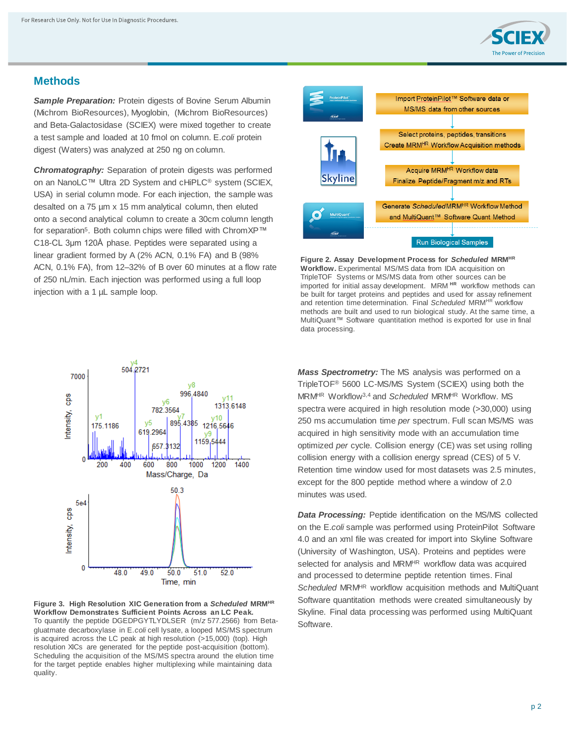## Methods

***Sample Preparation:*** Protein digests of Bovine Serum Albumin (Michrom BioResources), Myoglobin, (Michrom BioResources) and Beta-Galactosidase (SCIEX) were mixed together to create a test sample and loaded at 10 fmol on column. E.*coli* protein digest (Waters) was analyzed at 250 ng on column.

***Chromatography:*** Separation of protein digests was performed on an NanoLC™ Ultra 2D System and cHiPLC® system (SCIEX, USA) in serial column mode. For each injection, the sample was desalted on a 75 µm x 15 mm analytical column, then eluted onto a second analytical column to create a 30cm column length for separation[5]. Both column chips were filled with ChromXP™ C18-CL 3µm 120Å phase. Peptides were separated using a linear gradient formed by A (2% ACN, 0.1% FA) and B (98% ACN, 0.1% FA), from 12–32% of B over 60 minutes at a flow rate of 250 nL/min. Each injection was performed using a full loop injection with a 1 µL sample loop.

Import ProteinPilot™ Software data or MS/MS data from other sources

Select proteins, peptides, transitions Create MRM$^{HR}$ Workflow Acquisition methods

Acquire MRM$^{HR}$ Workflow data Finalize Peptide/Fragment m/z and RTs

Generate *Scheduled* MRM$^{HR}$ Workflow Method and MultiQuant™ Software Quant Method

Run Biological Samples

**Figure 2. Assay Development Process for *Scheduled* MRM$^{HR}$ Workflow.** Experimental MS/MS data from IDA acquisition on TripleTOF Systems or MS/MS data from other sources can be imported for initial assay development. MRM $^{HR}$ workflow methods can be built for target proteins and peptides and used for assay refinement and retention time determination. Final *Scheduled* MRM$^{HR}$ workflow methods are built and used to run biological study. At the same time, a MultiQuant™ Software quantitation method is exported for use in final data processing.

**Figure 3. High Resolution XIC Generation from a *Scheduled* MRM$^{HR}$ Workflow Demonstrates Sufficient Points Across an LC Peak.** To quantify the peptide DGEDPGYTLYDLSER (*m/z* 577.2566) from Beta-glutamate decarboxylase in E.*coli* cell lysate, a looped MS/MS spectrum is acquired across the LC peak at high resolution (>15,000) (top). High resolution XICs are generated for the peptide post-acquisition (bottom). Scheduling the acquisition of the MS/MS spectra around the elution time for the target peptide enables higher multiplexing while maintaining data quality.

***Mass Spectrometry:*** The MS analysis was performed on a TripleTOF® 5600 LC-MS/MS System (SCIEX) using both the MRM$^{HR}$ Workflow[3,4] and *Scheduled* MRM$^{HR}$ Workflow. MS spectra were acquired in high resolution mode (>30,000) using 250 ms accumulation time *per* spectrum. Full scan MS/MS was acquired in high sensitivity mode with an accumulation time optimized *per* cycle. Collision energy (CE) was set using rolling collision energy with a collision energy spread (CES) of 5 V. Retention time window used for most datasets was 2.5 minutes, except for the 800 peptide method where a window of 2.0 minutes was used.

***Data Processing:*** Peptide identification on the MS/MS collected on the E.*coli* sample was performed using ProteinPilot Software 4.0 and an xml file was created for import into Skyline Software (University of Washington, USA). Proteins and peptides were selected for analysis and MRM$^{HR}$ workflow data was acquired and processed to determine peptide retention times. Final *Scheduled* MRM$^{HR}$ workflow acquisition methods and MultiQuant Software quantitation methods were created simultaneously by Skyline. Final data processing was performed using MultiQuant Software.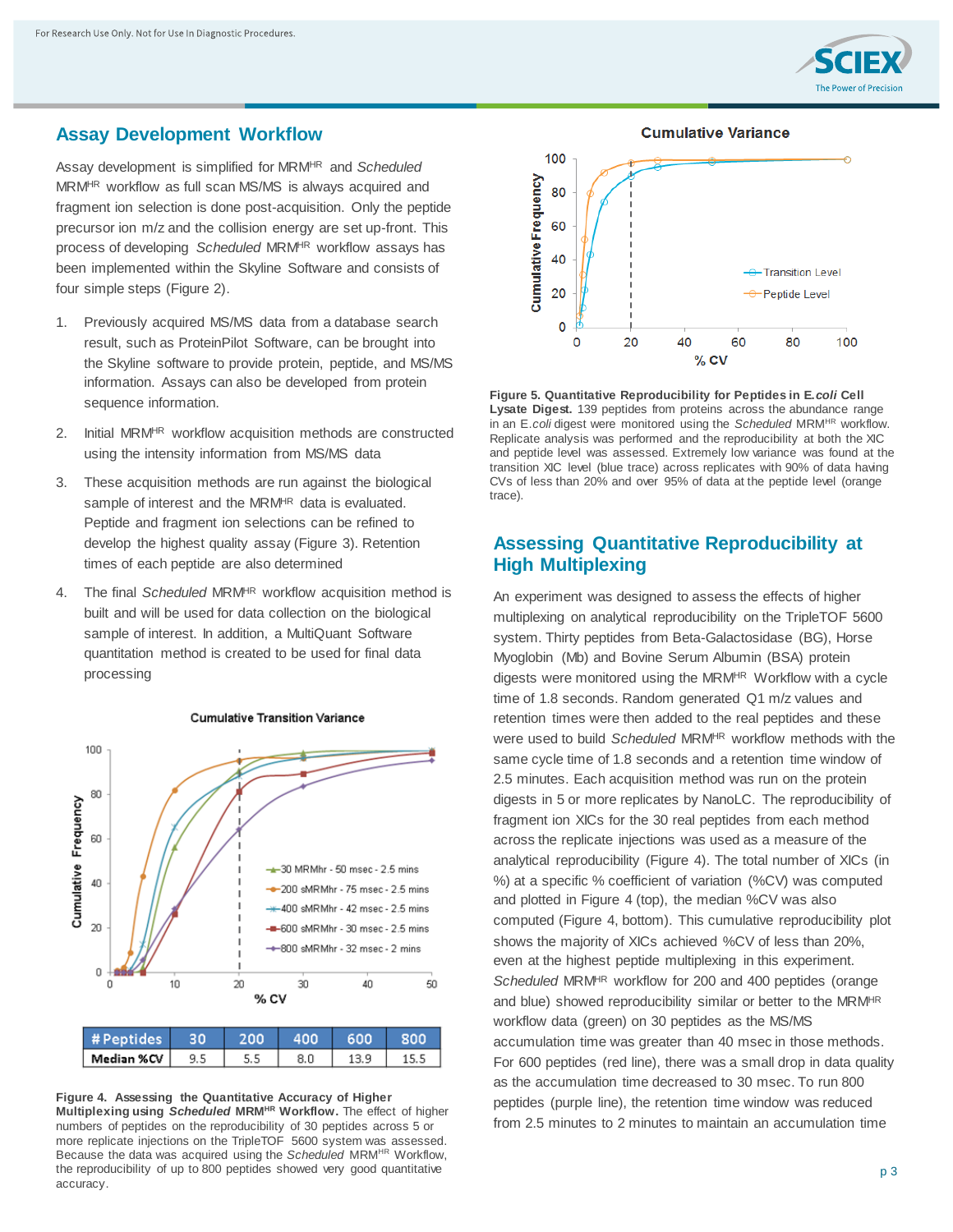## Assay Development Workflow

Assay development is simplified for MRM[HR] and *Scheduled* MRM[HR] workflow as full scan MS/MS is always acquired and fragment ion selection is done post-acquisition. Only the peptide precursor ion m/z and the collision energy are set up-front. This process of developing *Scheduled* MRM[HR] workflow assays has been implemented within the Skyline Software and consists of four simple steps (Figure 2).

1. Previously acquired MS/MS data from a database search result, such as ProteinPilot Software, can be brought into the Skyline software to provide protein, peptide, and MS/MS information. Assays can also be developed from protein sequence information.
2. Initial MRM[HR] workflow acquisition methods are constructed using the intensity information from MS/MS data
3. These acquisition methods are run against the biological sample of interest and the MRM[HR] data is evaluated. Peptide and fragment ion selections can be refined to develop the highest quality assay (Figure 3). Retention times of each peptide are also determined
4. The final *Scheduled* MRM[HR] workflow acquisition method is built and will be used for data collection on the biological sample of interest. In addition, a MultiQuant Software quantitation method is created to be used for final data processing

| # Peptides | 30 | 200 | 400 | 600 | 800 |
|---|---|---|---|---|---|
| Median %CV | 9.5 | 5.5 | 8.0 | 13.9 | 15.5 |

**Figure 4. Assessing the Quantitative Accuracy of Higher Multiplexing using *Scheduled* MRM[HR] Workflow.** The effect of higher numbers of peptides on the reproducibility of 30 peptides across 5 or more replicate injections on the TripleTOF 5600 system was assessed. Because the data was acquired using the *Scheduled* MRM[HR] Workflow, the reproducibility of up to 800 peptides showed very good quantitative accuracy.

**Figure 5. Quantitative Reproducibility for Peptides in E.*coli* Cell Lysate Digest.** 139 peptides from proteins across the abundance range in an E.*coli* digest were monitored using the *Scheduled* MRM[HR] workflow. Replicate analysis was performed and the reproducibility at both the XIC and peptide level was assessed. Extremely low variance was found at the transition XIC level (blue trace) across replicates with 90% of data having CVs of less than 20% and over 95% of data at the peptide level (orange trace).

## Assessing Quantitative Reproducibility at High Multiplexing

An experiment was designed to assess the effects of higher multiplexing on analytical reproducibility on the TripleTOF 5600 system. Thirty peptides from Beta-Galactosidase (BG), Horse Myoglobin (Mb) and Bovine Serum Albumin (BSA) protein digests were monitored using the MRM[HR] Workflow with a cycle time of 1.8 seconds. Random generated Q1 m/z values and retention times were then added to the real peptides and these were used to build *Scheduled* MRM[HR] workflow methods with the same cycle time of 1.8 seconds and a retention time window of 2.5 minutes. Each acquisition method was run on the protein digests in 5 or more replicates by NanoLC. The reproducibility of fragment ion XICs for the 30 real peptides from each method across the replicate injections was used as a measure of the analytical reproducibility (Figure 4). The total number of XICs (in %) at a specific % coefficient of variation (%CV) was computed and plotted in Figure 4 (top), the median %CV was also computed (Figure 4, bottom). This cumulative reproducibility plot shows the majority of XICs achieved %CV of less than 20%, even at the highest peptide multiplexing in this experiment. *Scheduled* MRM[HR] workflow for 200 and 400 peptides (orange and blue) showed reproducibility similar or better to the MRM[HR] workflow data (green) on 30 peptides as the MS/MS accumulation time was greater than 40 msec in those methods. For 600 peptides (red line), there was a small drop in data quality as the accumulation time decreased to 30 msec. To run 800 peptides (purple line), the retention time window was reduced from 2.5 minutes to 2 minutes to maintain an accumulation time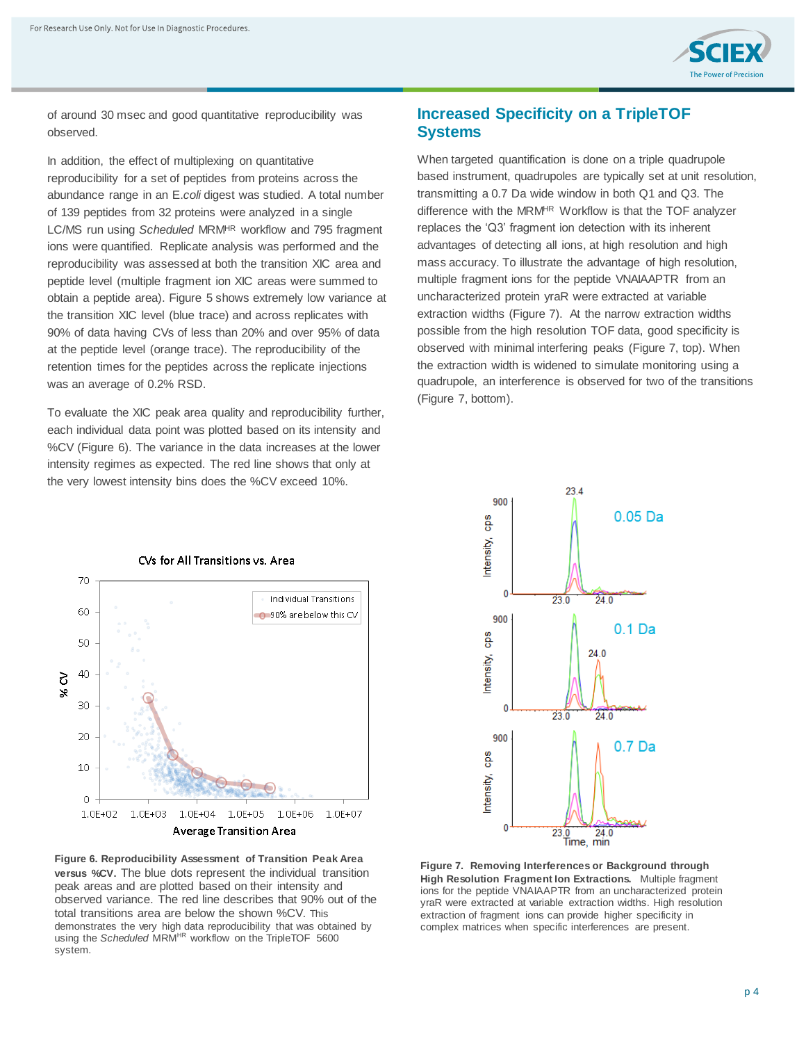of around 30 msec and good quantitative reproducibility was observed.

In addition, the effect of multiplexing on quantitative reproducibility for a set of peptides from proteins across the abundance range in an E.*coli* digest was studied. A total number of 139 peptides from 32 proteins were analyzed in a single LC/MS run using *Scheduled* MRM$^{HR}$ workflow and 795 fragment ions were quantified. Replicate analysis was performed and the reproducibility was assessed at both the transition XIC area and peptide level (multiple fragment ion XIC areas were summed to obtain a peptide area). Figure 5 shows extremely low variance at the transition XIC level (blue trace) and across replicates with 90% of data having CVs of less than 20% and over 95% of data at the peptide level (orange trace). The reproducibility of the retention times for the peptides across the replicate injections was an average of 0.2% RSD.

To evaluate the XIC peak area quality and reproducibility further, each individual data point was plotted based on its intensity and %CV (Figure 6). The variance in the data increases at the lower intensity regimes as expected. The red line shows that only at the very lowest intensity bins does the %CV exceed 10%.

**Figure 6. Reproducibility Assessment of Transition Peak Area versus %CV.** The blue dots represent the individual transition peak areas and are plotted based on their intensity and observed variance. The red line describes that 90% out of the total transitions area are below the shown %CV. This demonstrates the very high data reproducibility that was obtained by using the *Scheduled* MRM$^{HR}$ workflow on the TripleTOF 5600 system.

## Increased Specificity on a TripleTOF Systems

When targeted quantification is done on a triple quadrupole based instrument, quadrupoles are typically set at unit resolution, transmitting a 0.7 Da wide window in both Q1 and Q3. The difference with the MRM$^{HR}$ Workflow is that the TOF analyzer replaces the 'Q3' fragment ion detection with its inherent advantages of detecting all ions, at high resolution and high mass accuracy. To illustrate the advantage of high resolution, multiple fragment ions for the peptide VNAIAAPTR from an uncharacterized protein yraR were extracted at variable extraction widths (Figure 7). At the narrow extraction widths possible from the high resolution TOF data, good specificity is observed with minimal interfering peaks (Figure 7, top). When the extraction width is widened to simulate monitoring using a quadrupole, an interference is observed for two of the transitions (Figure 7, bottom).

**Figure 7. Removing Interferences or Background through High Resolution Fragment Ion Extractions.** Multiple fragment ions for the peptide VNAIAAPTR from an uncharacterized protein yraR were extracted at variable extraction widths. High resolution extraction of fragment ions can provide higher specificity in complex matrices when specific interferences are present.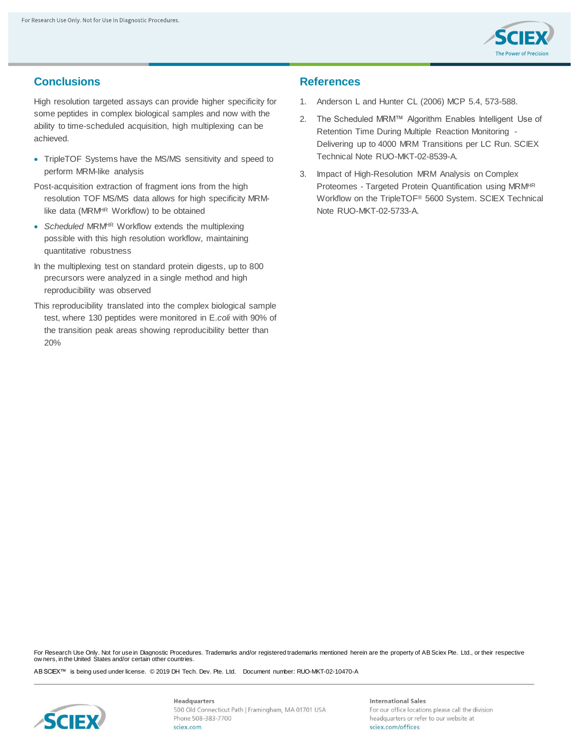## Conclusions

High resolution targeted assays can provide higher specificity for some peptides in complex biological samples and now with the ability to time-scheduled acquisition, high multiplexing can be achieved.

- TripleTOF Systems have the MS/MS sensitivity and speed to perform MRM-like analysis
- Post-acquisition extraction of fragment ions from the high resolution TOF MS/MS data allows for high specificity MRM-like data (MRM$^{HR}$ Workflow) to be obtained
- *Scheduled* MRM$^{HR}$ Workflow extends the multiplexing possible with this high resolution workflow, maintaining quantitative robustness
- In the multiplexing test on standard protein digests, up to 800 precursors were analyzed in a single method and high reproducibility was observed
- This reproducibility translated into the complex biological sample test, where 130 peptides were monitored in E.*coli* with 90% of the transition peak areas showing reproducibility better than 20%

## References

1. Anderson L and Hunter CL (2006) MCP 5.4, 573-588.
2. The Scheduled MRM™ Algorithm Enables Intelligent Use of Retention Time During Multiple Reaction Monitoring - Delivering up to 4000 MRM Transitions per LC Run. SCIEX Technical Note RUO-MKT-02-8539-A.
3. Impact of High-Resolution MRM Analysis on Complex Proteomes - Targeted Protein Quantification using MRM$^{HR}$ Workflow on the TripleTOF® 5600 System. SCIEX Technical Note RUO-MKT-02-5733-A.

For Research Use Only. Not for use in Diagnostic Procedures. Trademarks and/or registered trademarks mentioned herein are the property of AB Sciex Pte. Ltd., or their respective owners, in the United States and/or certain other countries.

AB SCIEX™ is being used under license. © 2019 DH Tech. Dev. Pte. Ltd. Document number: RUO-MKT-02-10470-A

**Headquarters**
500 Old Connecticut Path | Framingham, MA 01701 USA
Phone 508-383-7700
sciex.com

**International Sales**
For our office locations please call the division headquarters or refer to our website at
sciex.com/offices